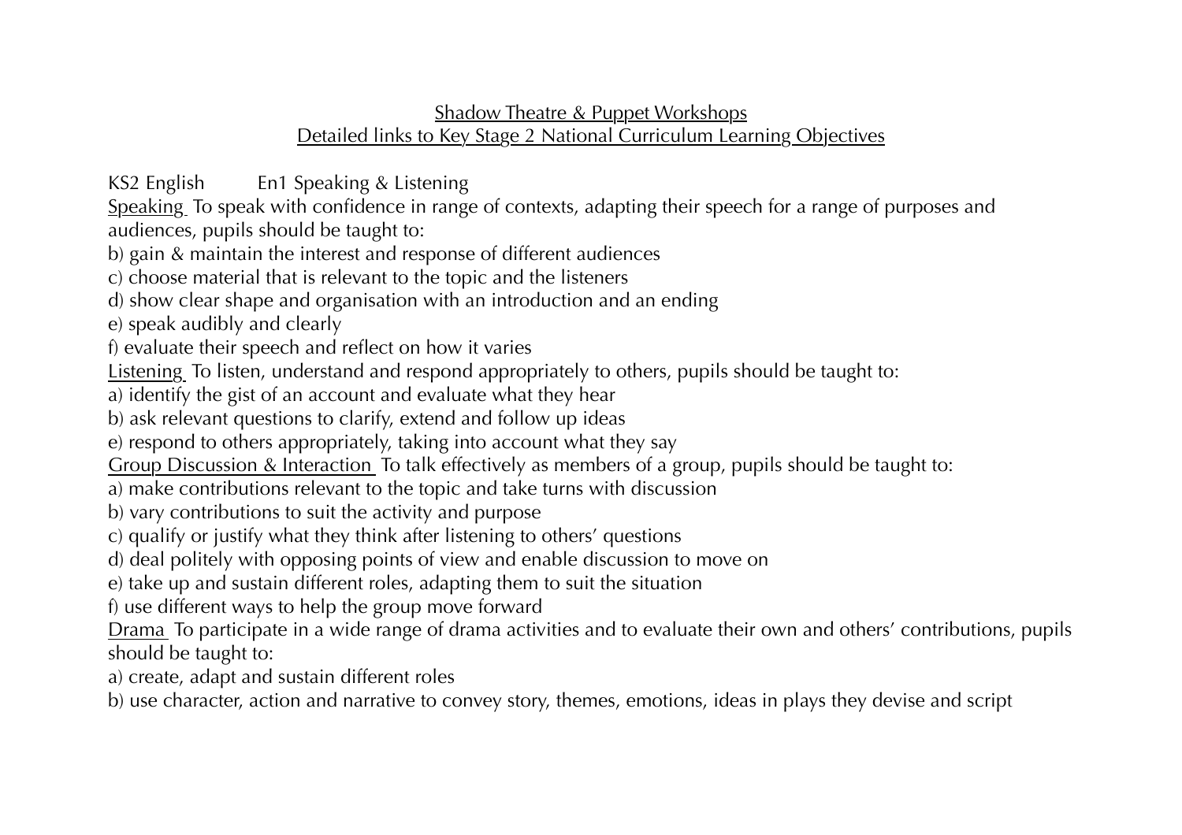<u>Shadow Theatre & Puppet Workshops</u>
<u>Detailed links to Key Stage 2 National Curriculum Learning Objectives</u>

KS2 English En1 Speaking & Listening

<u>Speaking</u> To speak with confidence in range of contexts, adapting their speech for a range of purposes and audiences, pupils should be taught to:

b) gain & maintain the interest and response of different audiences
c) choose material that is relevant to the topic and the listeners
d) show clear shape and organisation with an introduction and an ending
e) speak audibly and clearly
f) evaluate their speech and reflect on how it varies

<u>Listening</u> To listen, understand and respond appropriately to others, pupils should be taught to:

a) identify the gist of an account and evaluate what they hear
b) ask relevant questions to clarify, extend and follow up ideas
e) respond to others appropriately, taking into account what they say

<u>Group Discussion & Interaction</u> To talk effectively as members of a group, pupils should be taught to:

a) make contributions relevant to the topic and take turns with discussion
b) vary contributions to suit the activity and purpose
c) qualify or justify what they think after listening to others' questions
d) deal politely with opposing points of view and enable discussion to move on
e) take up and sustain different roles, adapting them to suit the situation
f) use different ways to help the group move forward

<u>Drama</u> To participate in a wide range of drama activities and to evaluate their own and others' contributions, pupils should be taught to:

a) create, adapt and sustain different roles
b) use character, action and narrative to convey story, themes, emotions, ideas in plays they devise and script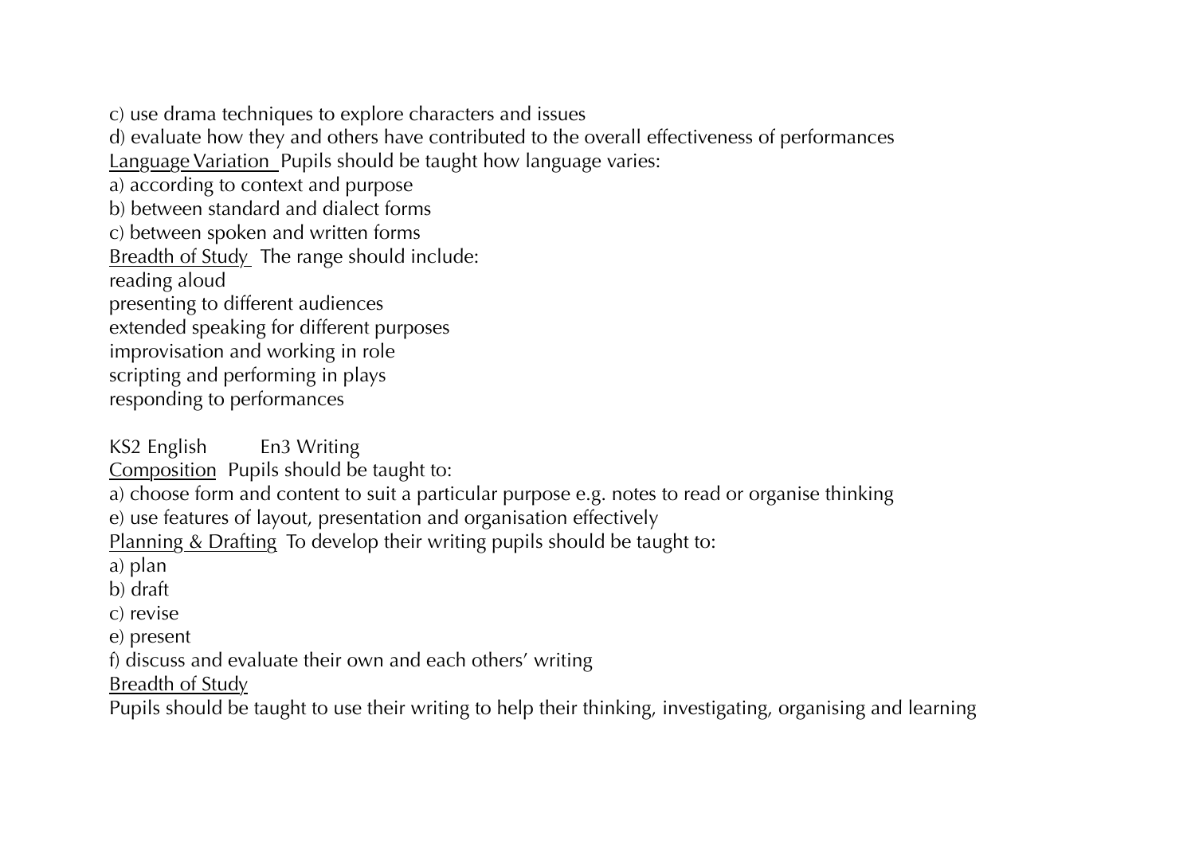c) use drama techniques to explore characters and issues
d) evaluate how they and others have contributed to the overall effectiveness of performances
<u>Language Variation</u> Pupils should be taught how language varies:
a) according to context and purpose
b) between standard and dialect forms
c) between spoken and written forms
<u>Breadth of Study</u> The range should include:
reading aloud
presenting to different audiences
extended speaking for different purposes
improvisation and working in role
scripting and performing in plays
responding to performances

KS2 English En3 Writing
<u>Composition</u> Pupils should be taught to:
a) choose form and content to suit a particular purpose e.g. notes to read or organise thinking
e) use features of layout, presentation and organisation effectively
<u>Planning & Drafting</u> To develop their writing pupils should be taught to:
a) plan
b) draft
c) revise
e) present
f) discuss and evaluate their own and each others' writing
<u>Breadth of Study</u>
Pupils should be taught to use their writing to help their thinking, investigating, organising and learning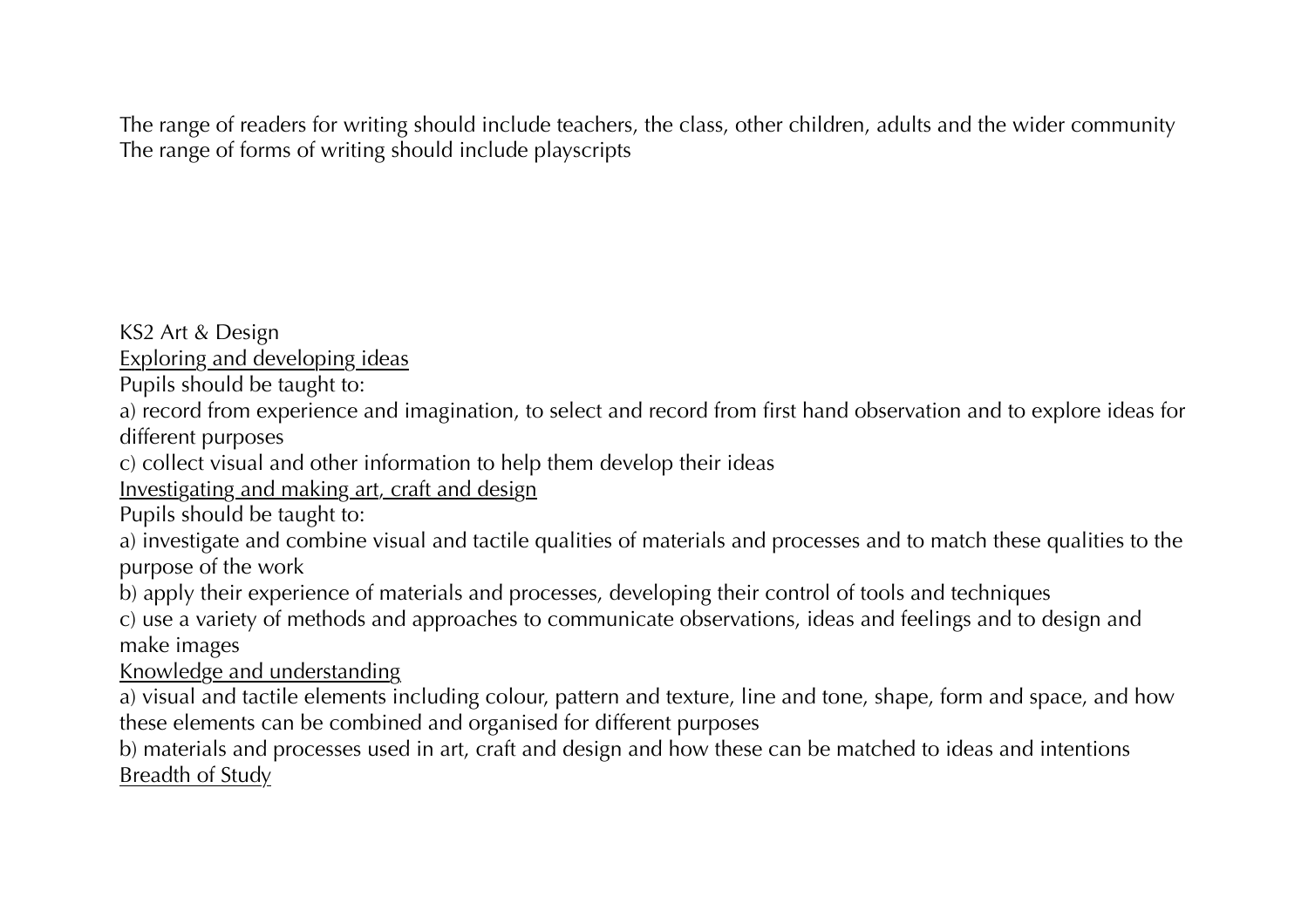The range of readers for writing should include teachers, the class, other children, adults and the wider community
The range of forms of writing should include playscripts

KS2 Art & Design

<u>Exploring and developing ideas</u>

Pupils should be taught to:

a) record from experience and imagination, to select and record from first hand observation and to explore ideas for different purposes

c) collect visual and other information to help them develop their ideas

<u>Investigating and making art, craft and design</u>

Pupils should be taught to:

a) investigate and combine visual and tactile qualities of materials and processes and to match these qualities to the purpose of the work

b) apply their experience of materials and processes, developing their control of tools and techniques

c) use a variety of methods and approaches to communicate observations, ideas and feelings and to design and make images

<u>Knowledge and understanding</u>

a) visual and tactile elements including colour, pattern and texture, line and tone, shape, form and space, and how these elements can be combined and organised for different purposes

b) materials and processes used in art, craft and design and how these can be matched to ideas and intentions

<u>Breadth of Study</u>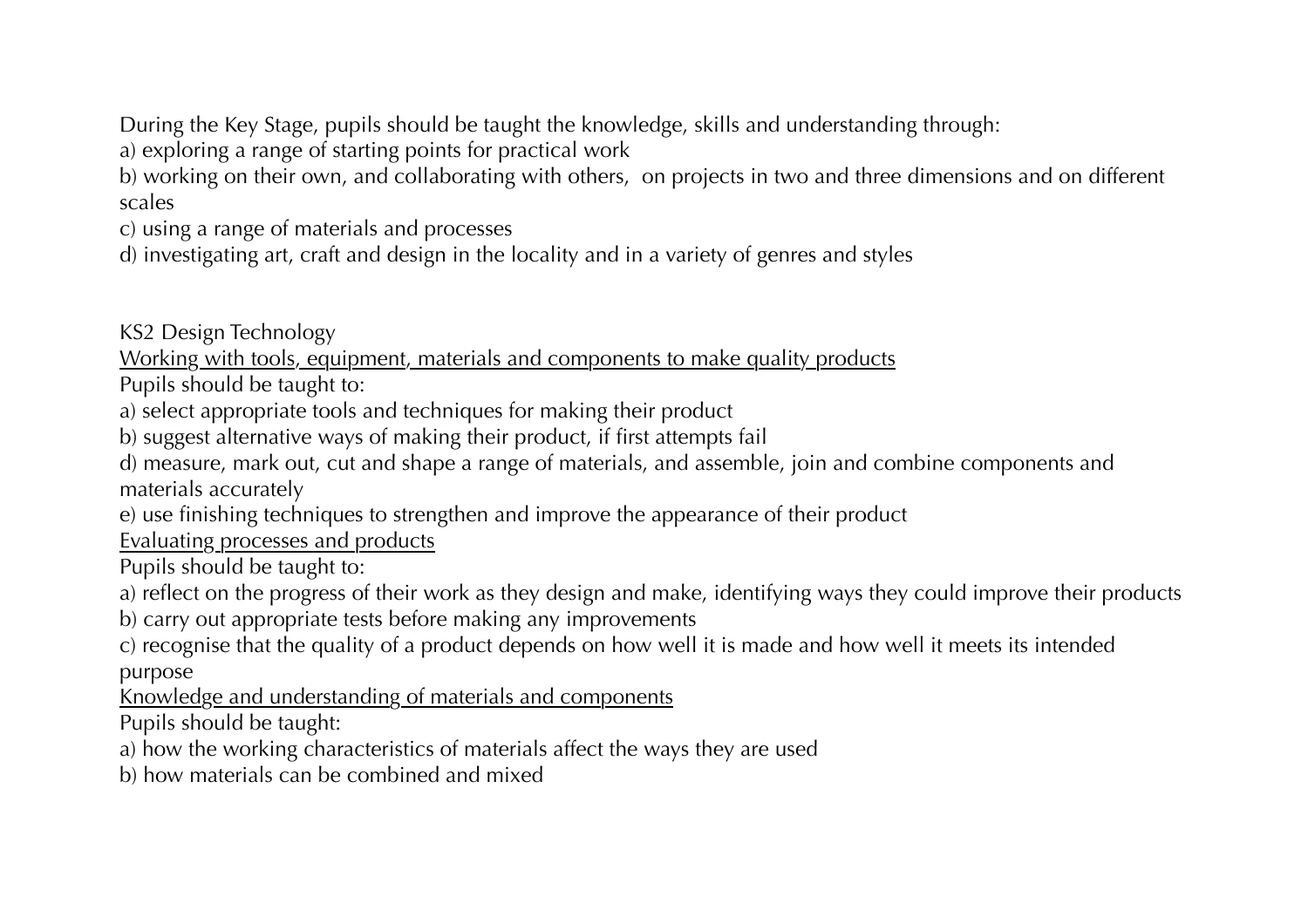During the Key Stage, pupils should be taught the knowledge, skills and understanding through:

a) exploring a range of starting points for practical work

b) working on their own, and collaborating with others,  on projects in two and three dimensions and on different scales

c) using a range of materials and processes

d) investigating art, craft and design in the locality and in a variety of genres and styles

KS2 Design Technology

<u>Working with tools, equipment, materials and components to make quality products</u>

Pupils should be taught to:

a) select appropriate tools and techniques for making their product

b) suggest alternative ways of making their product, if first attempts fail

d) measure, mark out, cut and shape a range of materials, and assemble, join and combine components and materials accurately

e) use finishing techniques to strengthen and improve the appearance of their product

<u>Evaluating processes and products</u>

Pupils should be taught to:

a) reflect on the progress of their work as they design and make, identifying ways they could improve their products

b) carry out appropriate tests before making any improvements

c) recognise that the quality of a product depends on how well it is made and how well it meets its intended purpose

<u>Knowledge and understanding of materials and components</u>

Pupils should be taught:

a) how the working characteristics of materials affect the ways they are used

b) how materials can be combined and mixed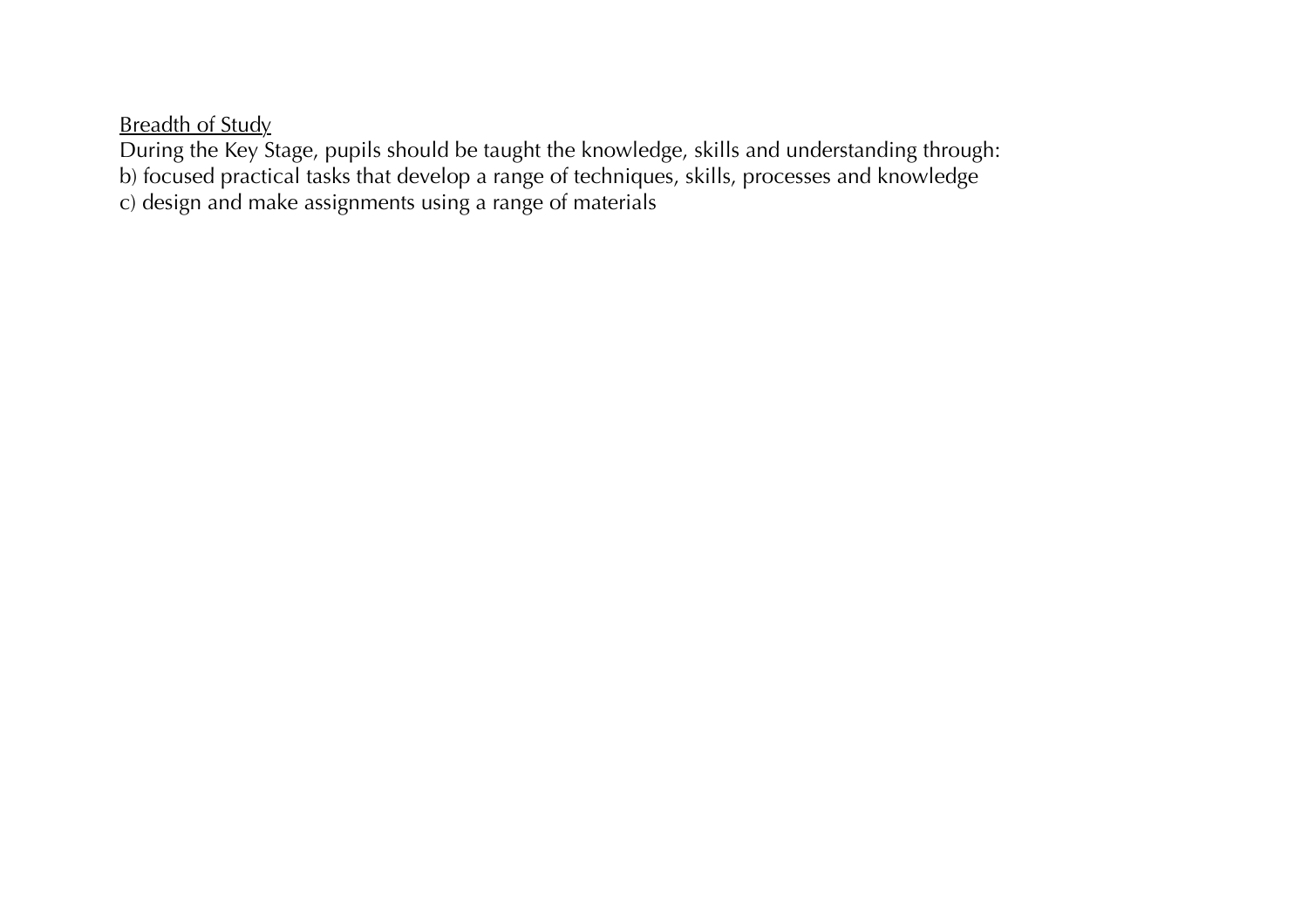<u>Breadth of Study</u>

During the Key Stage, pupils should be taught the knowledge, skills and understanding through:

b) focused practical tasks that develop a range of techniques, skills, processes and knowledge

c) design and make assignments using a range of materials